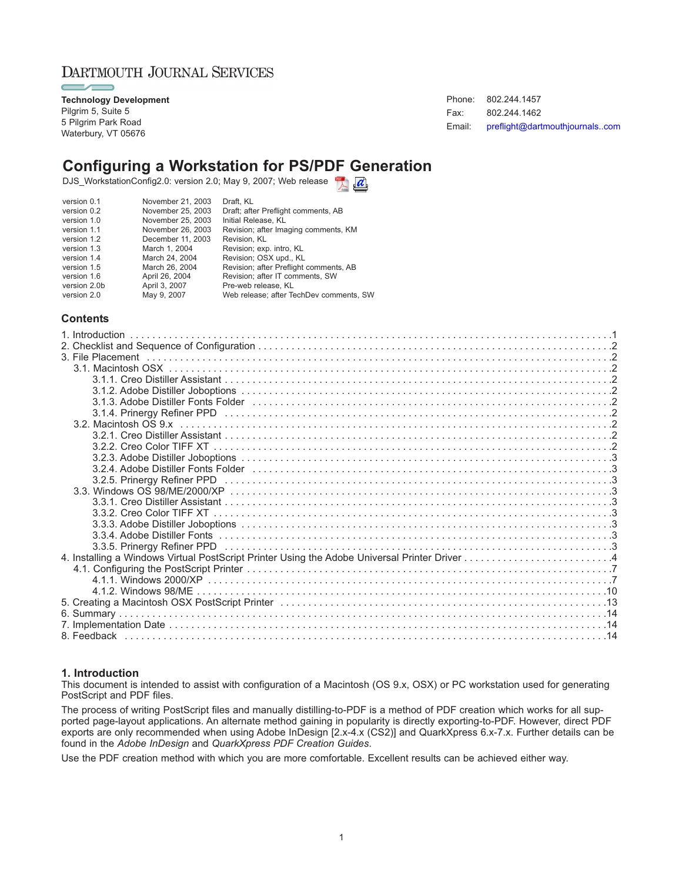DARTMOUTH JOURNAL SERVICES

**Technology Development**
Pilgrim 5, Suite 5
5 Pilgrim Park Road
Waterbury, VT 05676

Phone: 802.244.1457
Fax: 802.244.1462
Email: preflight@dartmouthjournals..com

# Configuring a Workstation for PS/PDF Generation

DJS_WorkstationConfig2.0: version 2.0; May 9, 2007; Web release

| | | |
|---|---|---|
| version 0.1 | November 21, 2003 | Draft, KL |
| version 0.2 | November 25, 2003 | Draft; after Preflight comments, AB |
| version 1.0 | November 25, 2003 | Initial Release, KL |
| version 1.1 | November 26, 2003 | Revision; after Imaging comments, KM |
| version 1.2 | December 11, 2003 | Revision, KL |
| version 1.3 | March 1, 2004 | Revision; exp. intro, KL |
| version 1.4 | March 24, 2004 | Revision; OSX upd., KL |
| version 1.5 | March 26, 2004 | Revision; after Preflight comments, AB |
| version 1.6 | April 26, 2004 | Revision; after IT comments, SW |
| version 2.0b | April 3, 2007 | Pre-web release, KL |
| version 2.0 | May 9, 2007 | Web release; after TechDev comments, SW |

## Contents

1. Introduction . . . . . 1
2. Checklist and Sequence of Configuration . . . . . 2
3. File Placement . . . . . 2
   - 3.1. Macintosh OSX . . . . . 2
     - 3.1.1. Creo Distiller Assistant . . . . . 2
     - 3.1.2. Adobe Distiller Joboptions . . . . . 2
     - 3.1.3. Adobe Distiller Fonts Folder . . . . . 2
     - 3.1.4. Prinergy Refiner PPD . . . . . 2
   - 3.2. Macintosh OS 9.x . . . . . 2
     - 3.2.1. Creo Distiller Assistant . . . . . 2
     - 3.2.2. Creo Color TIFF XT . . . . . 2
     - 3.2.3. Adobe Distiller Joboptions . . . . . 3
     - 3.2.4. Adobe Distiller Fonts Folder . . . . . 3
     - 3.2.5. Prinergy Refiner PPD . . . . . 3
   - 3.3. Windows OS 98/ME/2000/XP . . . . . 3
     - 3.3.1. Creo Distiller Assistant . . . . . 3
     - 3.3.2. Creo Color TIFF XT . . . . . 3
     - 3.3.3. Adobe Distiller Joboptions . . . . . 3
     - 3.3.4. Adobe Distiller Fonts . . . . . 3
     - 3.3.5. Prinergy Refiner PPD . . . . . 3
4. Installing a Windows Virtual PostScript Printer Using the Adobe Universal Printer Driver . . . . . 4
   - 4.1. Configuring the PostScript Printer . . . . . 7
     - 4.1.1. Windows 2000/XP . . . . . 7
     - 4.1.2. Windows 98/ME . . . . . 10
5. Creating a Macintosh OSX PostScript Printer . . . . . 13
6. Summary . . . . . 14
7. Implementation Date . . . . . 14
8. Feedback . . . . . 14

## 1. Introduction

This document is intended to assist with configuration of a Macintosh (OS 9.x, OSX) or PC workstation used for generating PostScript and PDF files.

The process of writing PostScript files and manually distilling-to-PDF is a method of PDF creation which works for all supported page-layout applications. An alternate method gaining in popularity is directly exporting-to-PDF. However, direct PDF exports are only recommended when using Adobe InDesign [2.x-4.x (CS2)] and QuarkXpress 6.x-7.x. Further details can be found in the *Adobe InDesign* and *QuarkXpress PDF Creation Guides*.

Use the PDF creation method with which you are more comfortable. Excellent results can be achieved either way.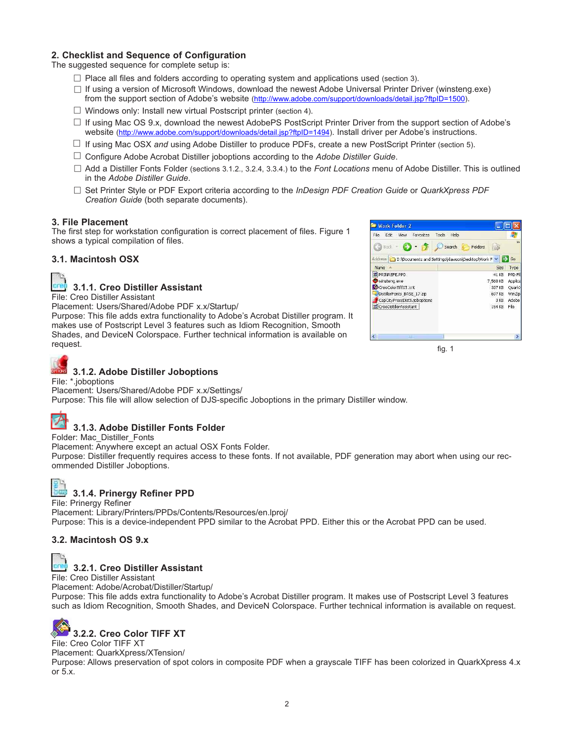## 2. Checklist and Sequence of Configuration

The suggested sequence for complete setup is:

- ☐ Place all files and folders according to operating system and applications used (section 3).
- ☐ If using a version of Microsoft Windows, download the newest Adobe Universal Printer Driver (winsteng.exe) from the support section of Adobe's website (http://www.adobe.com/support/downloads/detail.jsp?ftpID=1500).
- ☐ Windows only: Install new virtual Postscript printer (section 4).
- ☐ If using Mac OS 9.x, download the newest AdobePS PostScript Printer Driver from the support section of Adobe's website (http://www.adobe.com/support/downloads/detail.jsp?ftpID=1494). Install driver per Adobe's instructions.
- ☐ If using Mac OSX *and* using Adobe Distiller to produce PDFs, create a new PostScript Printer (section 5).
- ☐ Configure Adobe Acrobat Distiller joboptions according to the *Adobe Distiller Guide*.
- ☐ Add a Distiller Fonts Folder (sections 3.1.2., 3.2.4, 3.3.4.) to the *Font Locations* menu of Adobe Distiller. This is outlined in the *Adobe Distiller Guide*.
- ☐ Set Printer Style or PDF Export criteria according to the *InDesign PDF Creation Guide* or *QuarkXpress PDF Creation Guide* (both separate documents).

## 3. File Placement

The first step for workstation configuration is correct placement of files. Figure 1 shows a typical compilation of files.

fig. 1

### 3.1. Macintosh OSX

#### 3.1.1. Creo Distiller Assistant

File: Creo Distiller Assistant
Placement: Users/Shared/Adobe PDF x.x/Startup/
Purpose: This file adds extra functionality to Adobe's Acrobat Distiller program. It makes use of Postscript Level 3 features such as Idiom Recognition, Smooth Shades, and DeviceN Colorspace. Further technical information is available on request.

#### 3.1.2. Adobe Distiller Joboptions

File: *.joboptions
Placement: Users/Shared/Adobe PDF x.x/Settings/
Purpose: This file will allow selection of DJS-specific Joboptions in the primary Distiller window.

#### 3.1.3. Adobe Distiller Fonts Folder

Folder: Mac_Distiller_Fonts
Placement: Anywhere except an actual OSX Fonts Folder.
Purpose: Distiller frequently requires access to these fonts. If not available, PDF generation may abort when using our recommended Distiller Joboptions.

#### 3.1.4. Prinergy Refiner PPD

File: Prinergy Refiner
Placement: Library/Printers/PPDs/Contents/Resources/en.lproj/
Purpose: This is a device-independent PPD similar to the Acrobat PPD. Either this or the Acrobat PPD can be used.

### 3.2. Macintosh OS 9.x

#### 3.2.1. Creo Distiller Assistant

File: Creo Distiller Assistant
Placement: Adobe/Acrobat/Distiller/Startup/
Purpose: This file adds extra functionality to Adobe's Acrobat Distiller program. It makes use of Postscript Level 3 features such as Idiom Recognition, Smooth Shades, and DeviceN Colorspace. Further technical information is available on request.

#### 3.2.2. Creo Color TIFF XT

File: Creo Color TIFF XT
Placement: QuarkXpress/XTension/
Purpose: Allows preservation of spot colors in composite PDF when a grayscale TIFF has been colorized in QuarkXpress 4.x or 5.x.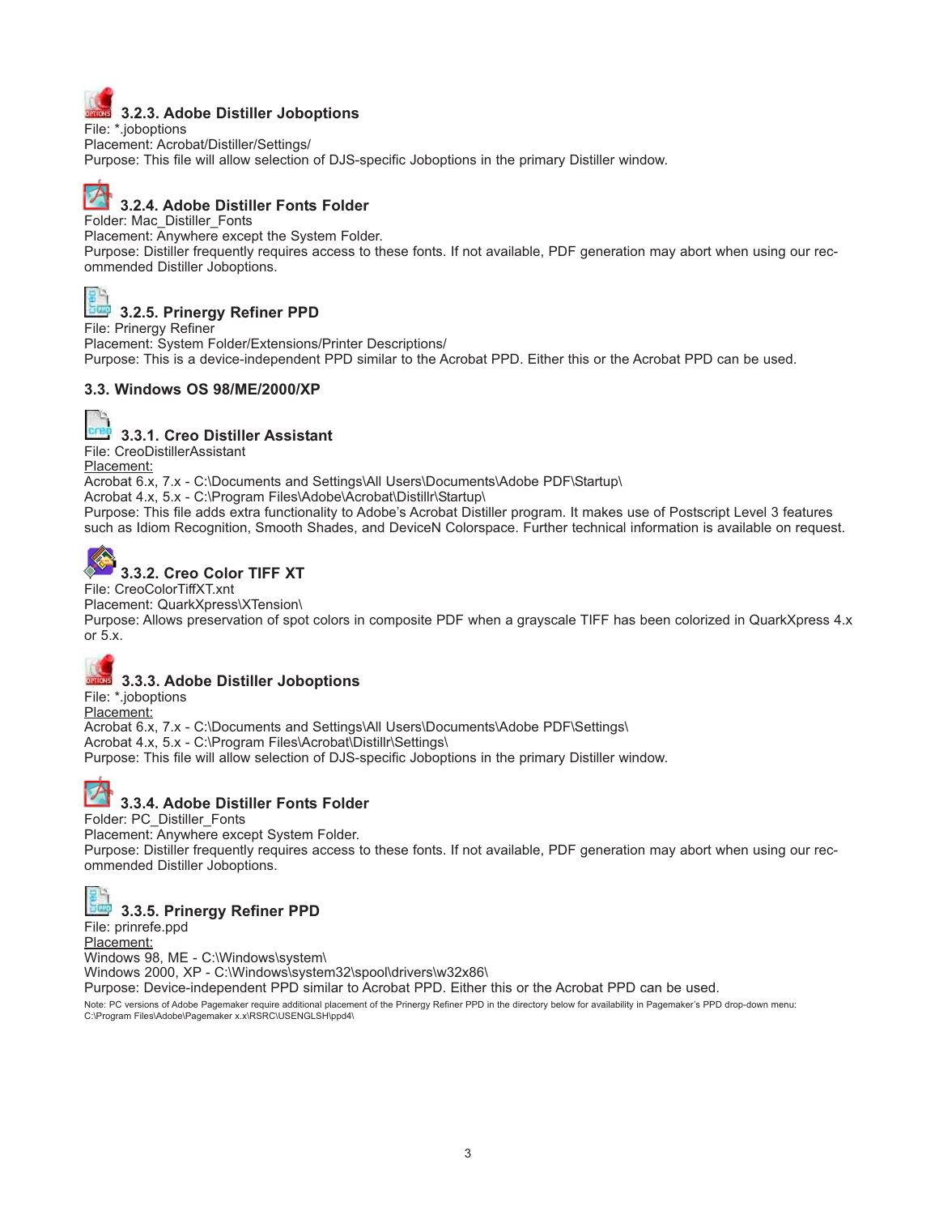### 3.2.3. Adobe Distiller Joboptions

File: *.joboptions
Placement: Acrobat/Distiller/Settings/
Purpose: This file will allow selection of DJS-specific Joboptions in the primary Distiller window.

### 3.2.4. Adobe Distiller Fonts Folder

Folder: Mac_Distiller_Fonts
Placement: Anywhere except the System Folder.
Purpose: Distiller frequently requires access to these fonts. If not available, PDF generation may abort when using our recommended Distiller Joboptions.

### 3.2.5. Prinergy Refiner PPD

File: Prinergy Refiner
Placement: System Folder/Extensions/Printer Descriptions/
Purpose: This is a device-independent PPD similar to the Acrobat PPD. Either this or the Acrobat PPD can be used.

## 3.3. Windows OS 98/ME/2000/XP

### 3.3.1. Creo Distiller Assistant

File: CreoDistillerAssistant
<u>Placement:</u>
Acrobat 6.x, 7.x - C:\Documents and Settings\All Users\Documents\Adobe PDF\Startup\
Acrobat 4.x, 5.x - C:\Program Files\Adobe\Acrobat\Distillr\Startup\
Purpose: This file adds extra functionality to Adobe's Acrobat Distiller program. It makes use of Postscript Level 3 features such as Idiom Recognition, Smooth Shades, and DeviceN Colorspace. Further technical information is available on request.

### 3.3.2. Creo Color TIFF XT

File: CreoColorTiffXT.xnt
Placement: QuarkXpress\XTension\
Purpose: Allows preservation of spot colors in composite PDF when a grayscale TIFF has been colorized in QuarkXpress 4.x or 5.x.

### 3.3.3. Adobe Distiller Joboptions

File: *.joboptions
<u>Placement:</u>
Acrobat 6.x, 7.x - C:\Documents and Settings\All Users\Documents\Adobe PDF\Settings\
Acrobat 4.x, 5.x - C:\Program Files\Acrobat\Distillr\Settings\
Purpose: This file will allow selection of DJS-specific Joboptions in the primary Distiller window.

### 3.3.4. Adobe Distiller Fonts Folder

Folder: PC_Distiller_Fonts
Placement: Anywhere except System Folder.
Purpose: Distiller frequently requires access to these fonts. If not available, PDF generation may abort when using our recommended Distiller Joboptions.

### 3.3.5. Prinergy Refiner PPD

File: prinrefe.ppd
<u>Placement:</u>
Windows 98, ME - C:\Windows\system\
Windows 2000, XP - C:\Windows\system32\spool\drivers\w32x86\
Purpose: Device-independent PPD similar to Acrobat PPD. Either this or the Acrobat PPD can be used.

Note: PC versions of Adobe Pagemaker require additional placement of the Prinergy Refiner PPD in the directory below for availability in Pagemaker's PPD drop-down menu:
C:\Program Files\Adobe\Pagemaker x.x\RSRC\USENGLSH\ppd4\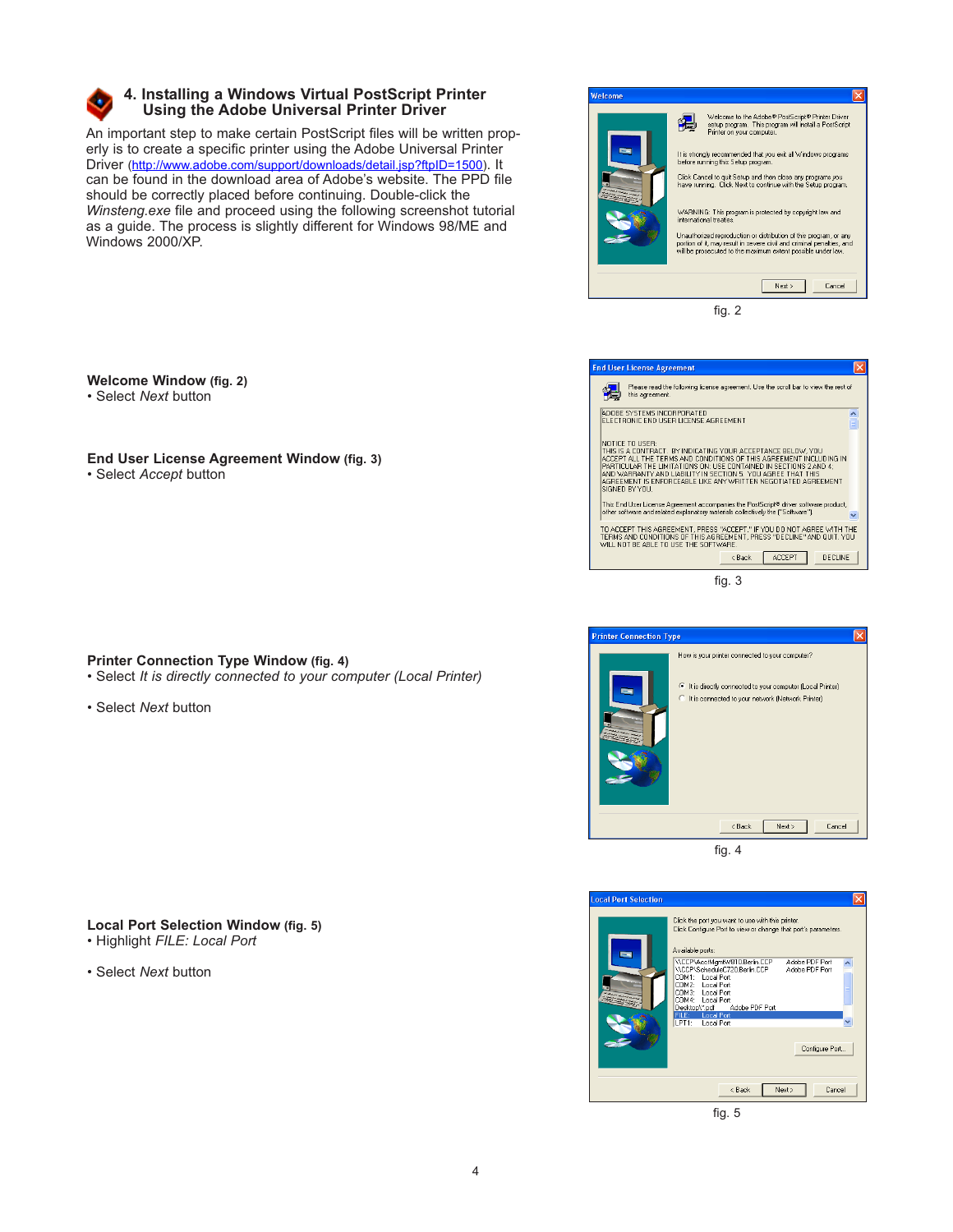## 4. Installing a Windows Virtual PostScript Printer Using the Adobe Universal Printer Driver

An important step to make certain PostScript files will be written properly is to create a specific printer using the Adobe Universal Printer Driver (http://www.adobe.com/support/downloads/detail.jsp?ftpID=1500). It can be found in the download area of Adobe's website. The PPD file should be correctly placed before continuing. Double-click the *Winsteng.exe* file and proceed using the following screenshot tutorial as a guide. The process is slightly different for Windows 98/ME and Windows 2000/XP.

fig. 2

**Welcome Window** (fig. 2)
- Select *Next* button

**End User License Agreement Window** (fig. 3)
- Select *Accept* button

fig. 3

**Printer Connection Type Window** (fig. 4)
- Select *It is directly connected to your computer (Local Printer)*
- Select *Next* button

fig. 4

**Local Port Selection Window** (fig. 5)
- Highlight *FILE: Local Port*
- Select *Next* button

fig. 5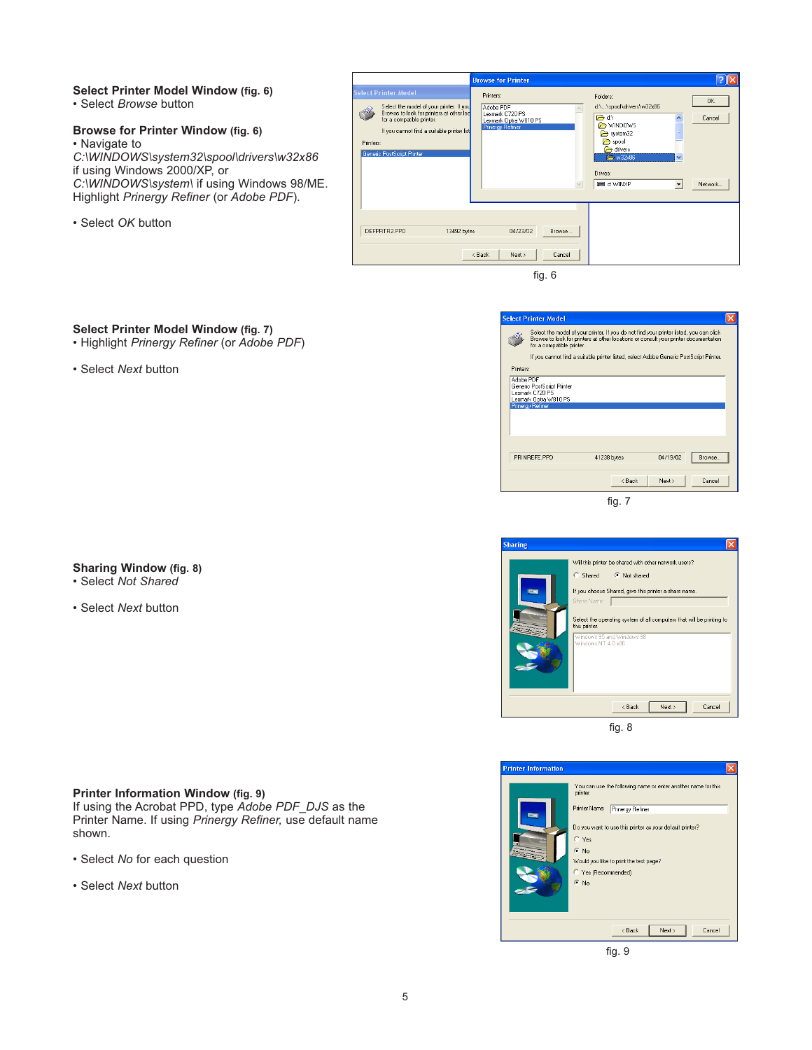**Select Printer Model Window** (fig. 6)
- Select *Browse* button

**Browse for Printer Window** (fig. 6)
- Navigate to *C:\WINDOWS\system32\spool\drivers\w32x86* if using Windows 2000/XP, or *C:\WINDOWS\system\* if using Windows 98/ME. Highlight *Prinergy Refiner* (or *Adobe PDF*).

- Select *OK* button

fig. 6

**Select Printer Model Window** (fig. 7)
- Highlight *Prinergy Refiner* (or *Adobe PDF*)

- Select *Next* button

fig. 7

**Sharing Window** (fig. 8)
- Select *Not Shared*

- Select *Next* button

fig. 8

**Printer Information Window** (fig. 9)
If using the Acrobat PPD, type *Adobe PDF_DJS* as the Printer Name. If using *Prinergy Refiner,* use default name shown.

- Select *No* for each question

- Select *Next* button

fig. 9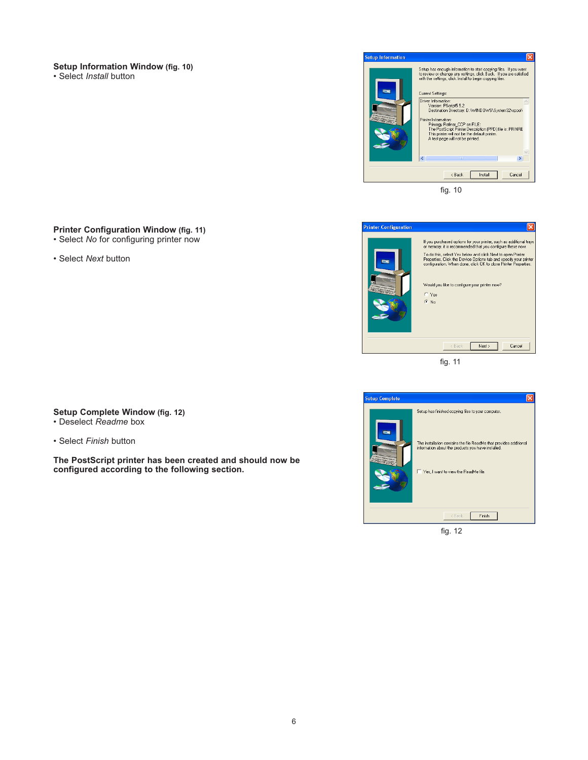**Setup Information Window** **(fig. 10)**

- Select *Install* button

fig. 10

**Printer Configuration Window** **(fig. 11)**

- Select *No* for configuring printer now
- Select *Next* button

fig. 11

**Setup Complete Window** **(fig. 12)**

- Deselect *Readme* box
- Select *Finish* button

**The PostScript printer has been created and should now be configured according to the following section.**

fig. 12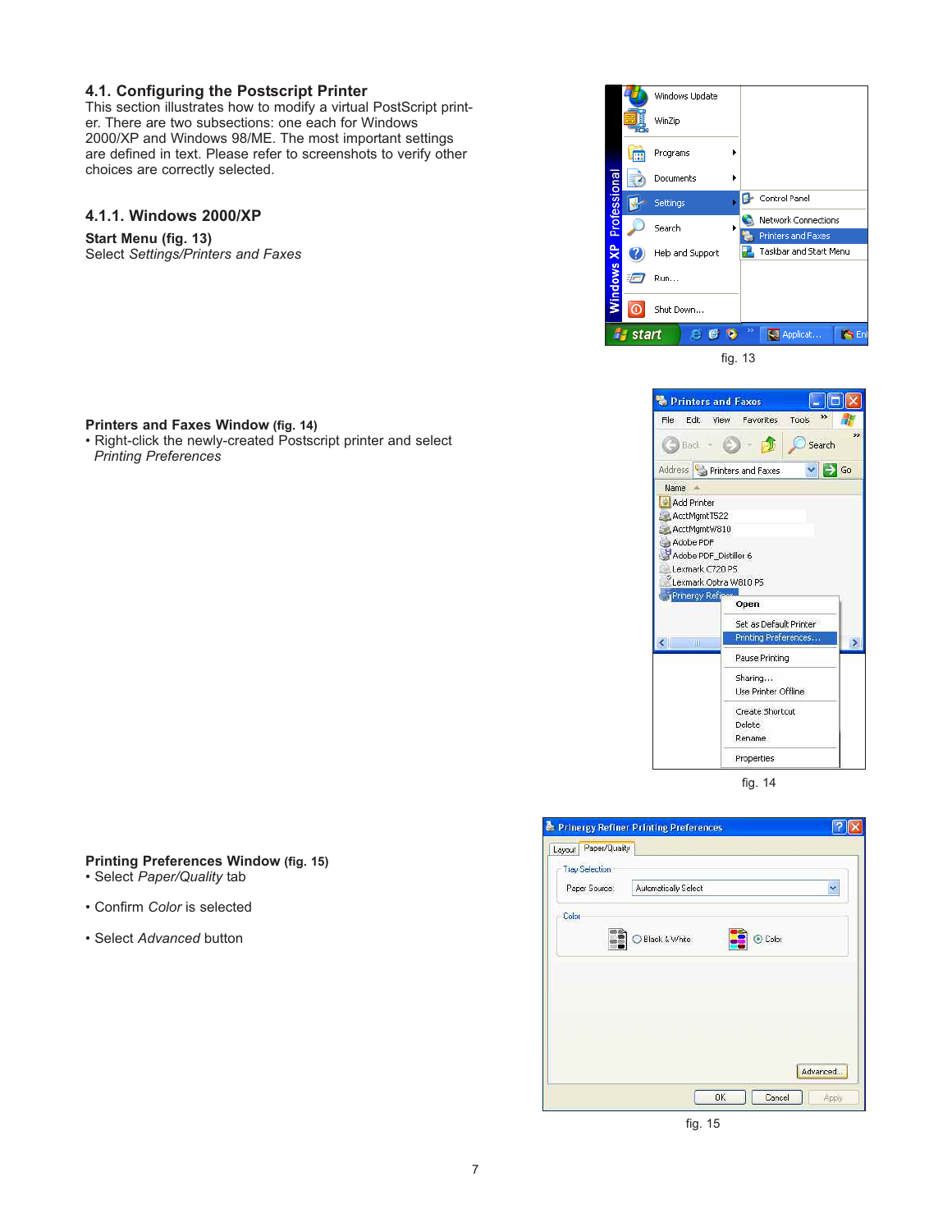## 4.1. Configuring the Postscript Printer

This section illustrates how to modify a virtual PostScript printer. There are two subsections: one each for Windows 2000/XP and Windows 98/ME. The most important settings are defined in text. Please refer to screenshots to verify other choices are correctly selected.

### 4.1.1. Windows 2000/XP

**Start Menu (fig. 13)**

Select *Settings/Printers and Faxes*

fig. 13

**Printers and Faxes Window (fig. 14)**

- Right-click the newly-created Postscript printer and select *Printing Preferences*

fig. 14

**Printing Preferences Window (fig. 15)**

- Select *Paper/Quality* tab
- Confirm *Color* is selected
- Select *Advanced* button

fig. 15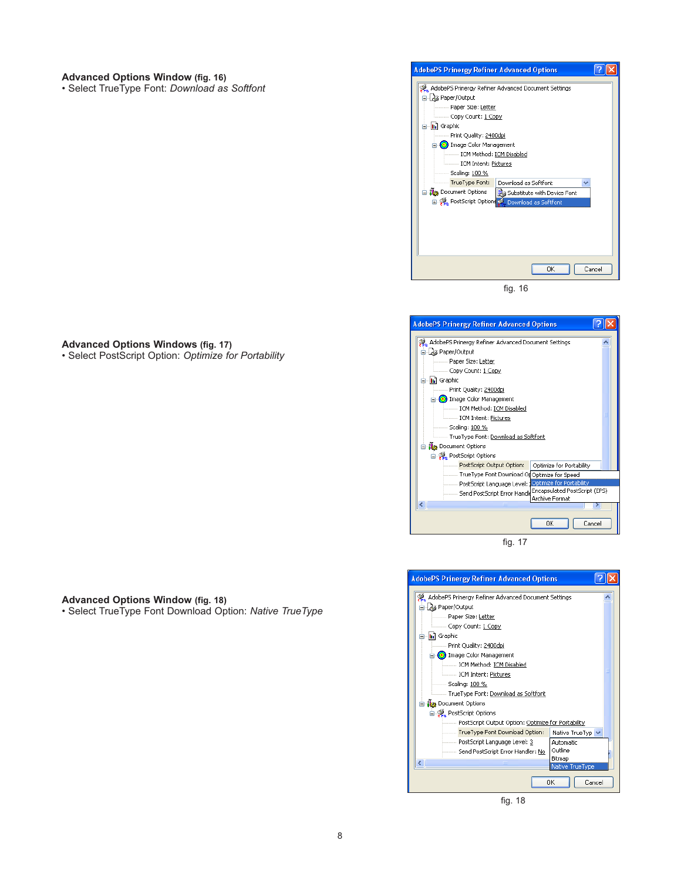**Advanced Options Window** (fig. 16)

• Select TrueType Font: *Download as Softfont*

fig. 16

**Advanced Options Windows** (fig. 17)

• Select PostScript Option: *Optimize for Portability*

fig. 17

**Advanced Options Window** (fig. 18)

• Select TrueType Font Download Option: *Native TrueType*

fig. 18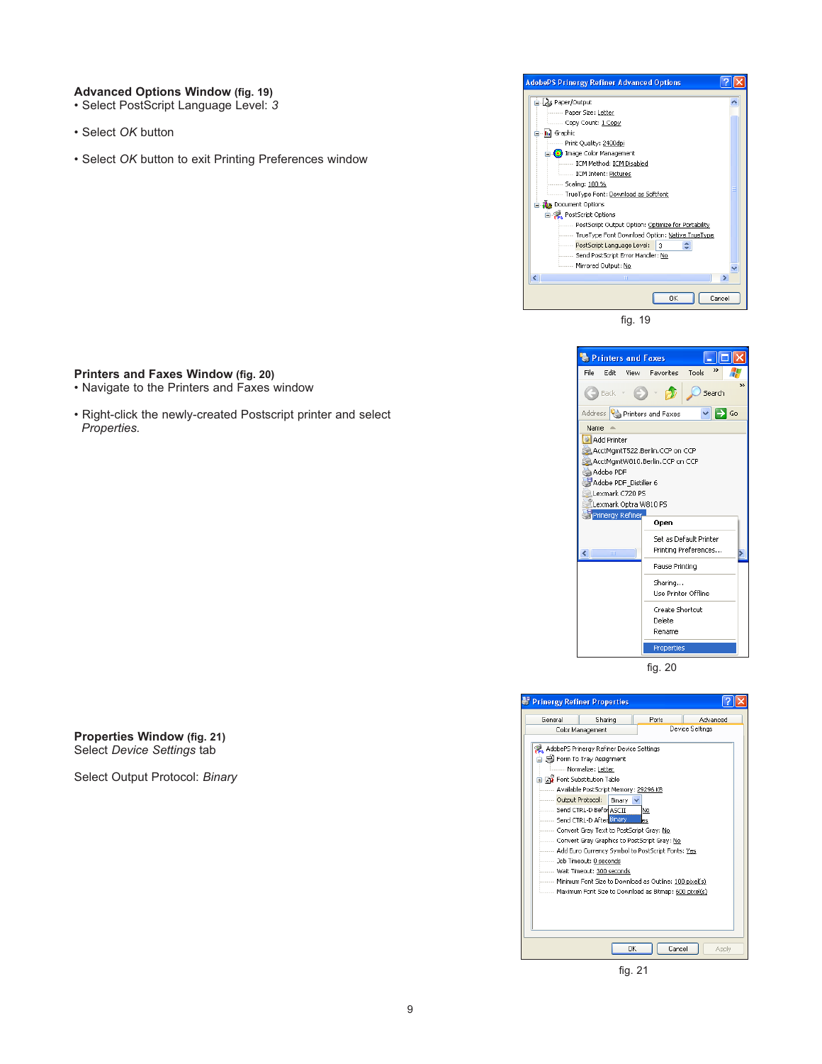**Advanced Options Window** (fig. 19)

- Select PostScript Language Level: *3*
- Select *OK* button
- Select *OK* button to exit Printing Preferences window

fig. 19

**Printers and Faxes Window** (fig. 20)

- Navigate to the Printers and Faxes window
- Right-click the newly-created Postscript printer and select *Properties.*

fig. 20

**Properties Window** (fig. 21)

Select *Device Settings* tab

Select Output Protocol: *Binary*

fig. 21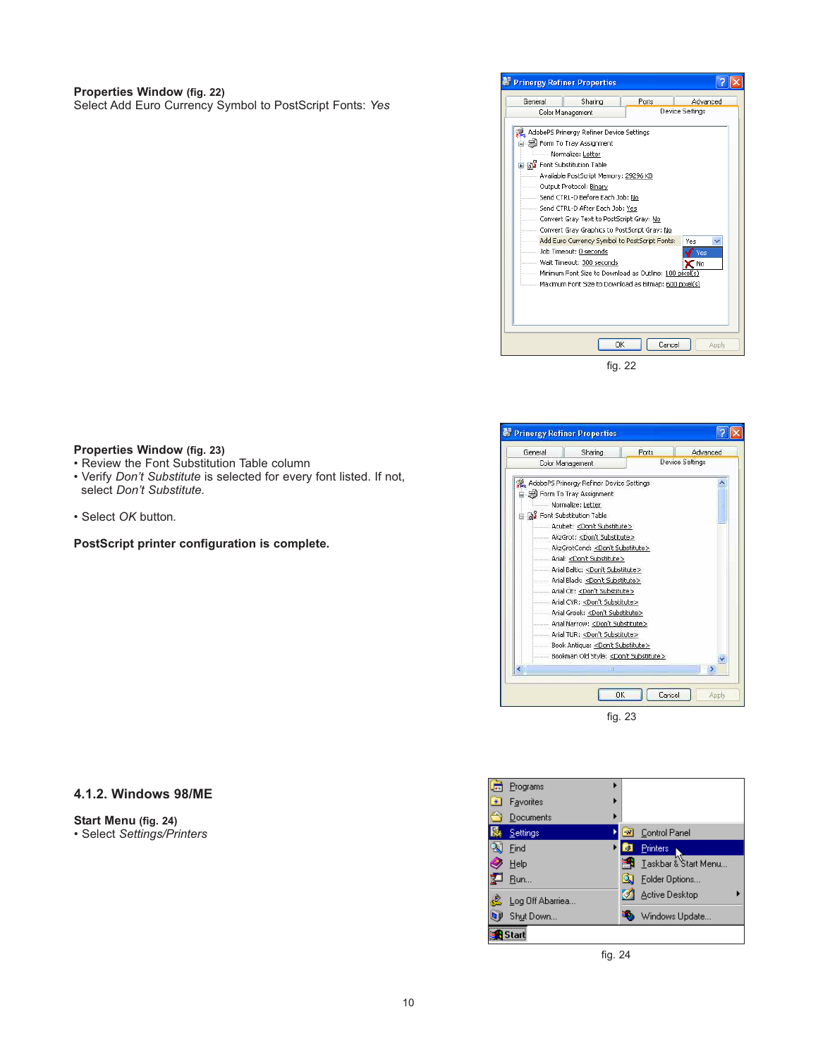**Properties Window** (fig. 22)
Select Add Euro Currency Symbol to PostScript Fonts: *Yes*

fig. 22

**Properties Window** (fig. 23)

- Review the Font Substitution Table column
- Verify *Don't Substitute* is selected for every font listed. If not, select *Don't Substitute.*
- Select *OK* button.

**PostScript printer configuration is complete.**

fig. 23

## 4.1.2. Windows 98/ME

**Start Menu** (fig. 24)

- Select *Settings/Printers*

fig. 24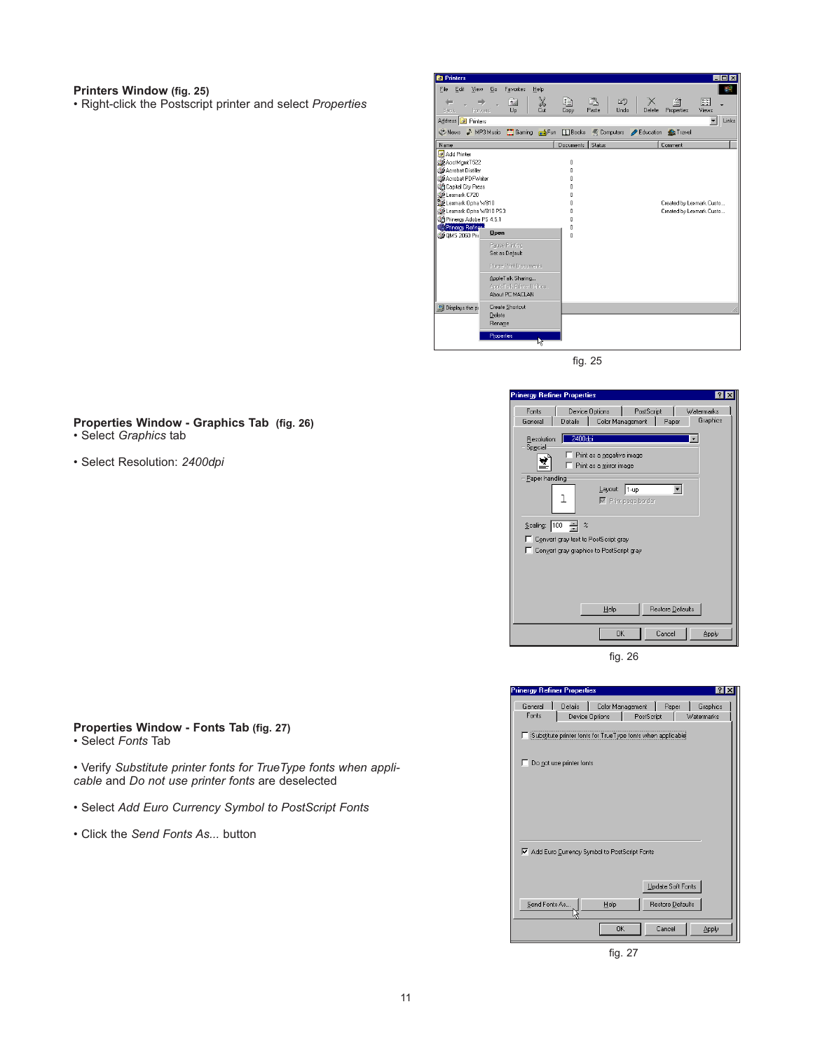**Printers Window** (fig. 25)

- Right-click the Postscript printer and select *Properties*

fig. 25

**Properties Window - Graphics Tab** (fig. 26)

- Select *Graphics* tab
- Select Resolution: *2400dpi*

fig. 26

**Properties Window - Fonts Tab** (fig. 27)

- Select *Fonts* Tab
- Verify *Substitute printer fonts for TrueType fonts when applicable* and *Do not use printer fonts* are deselected
- Select *Add Euro Currency Symbol to PostScript Fonts*
- Click the *Send Fonts As...* button

fig. 27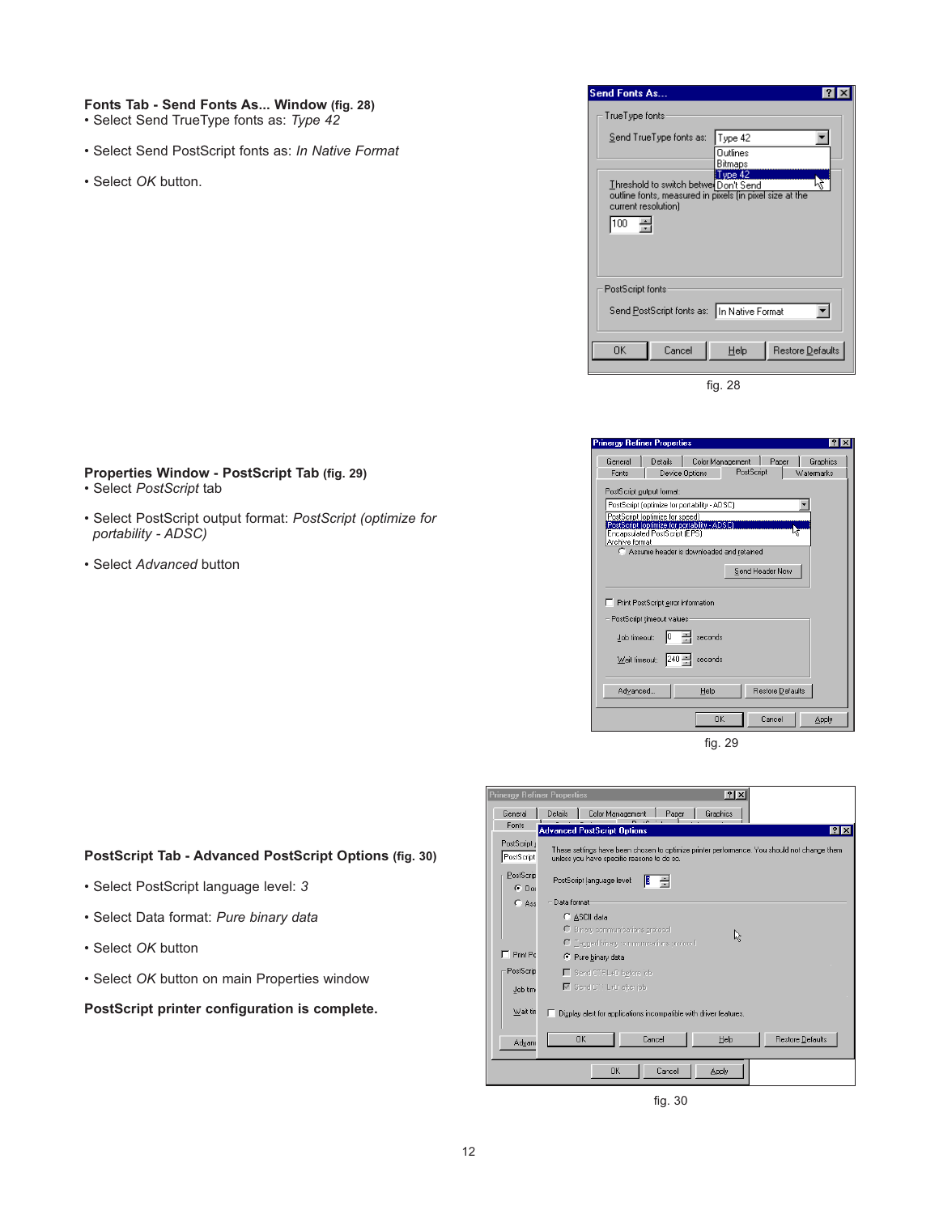**Fonts Tab - Send Fonts As... Window** (fig. 28)

- Select Send TrueType fonts as: *Type 42*
- Select Send PostScript fonts as: *In Native Format*
- Select *OK* button.

fig. 28

**Properties Window - PostScript Tab** (fig. 29)

- Select *PostScript* tab
- Select PostScript output format: *PostScript (optimize for portability - ADSC)*
- Select *Advanced* button

fig. 29

**PostScript Tab - Advanced PostScript Options** (fig. 30)

- Select PostScript language level: *3*
- Select Data format: *Pure binary data*
- Select *OK* button
- Select *OK* button on main Properties window

**PostScript printer configuration is complete.**

fig. 30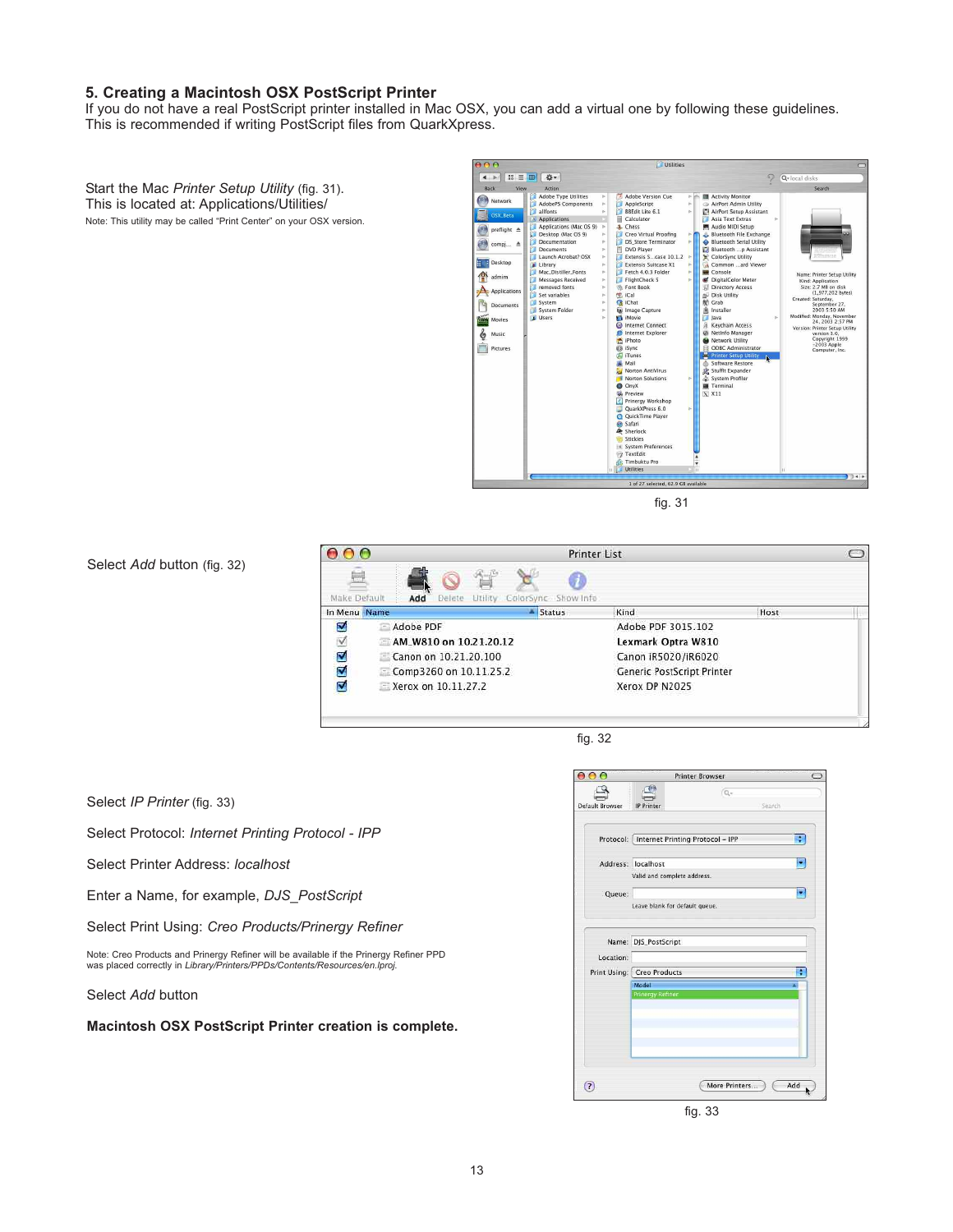## 5. Creating a Macintosh OSX PostScript Printer

If you do not have a real PostScript printer installed in Mac OSX, you can add a virtual one by following these guidelines. This is recommended if writing PostScript files from QuarkXpress.

Start the Mac *Printer Setup Utility* (fig. 31).
This is located at: Applications/Utilities/

Note: This utility may be called "Print Center" on your OSX version.

fig. 31

Select *Add* button (fig. 32)

fig. 32

Select *IP Printer* (fig. 33)

Select Protocol: *Internet Printing Protocol - IPP*

Select Printer Address: *localhost*

Enter a Name, for example, *DJS_PostScript*

Select Print Using: *Creo Products/Prinergy Refiner*

Note: Creo Products and Prinergy Refiner will be available if the Prinergy Refiner PPD was placed correctly in *Library/Printers/PPDs/Contents/Resources/en.lproj.*

Select *Add* button

**Macintosh OSX PostScript Printer creation is complete.**

fig. 33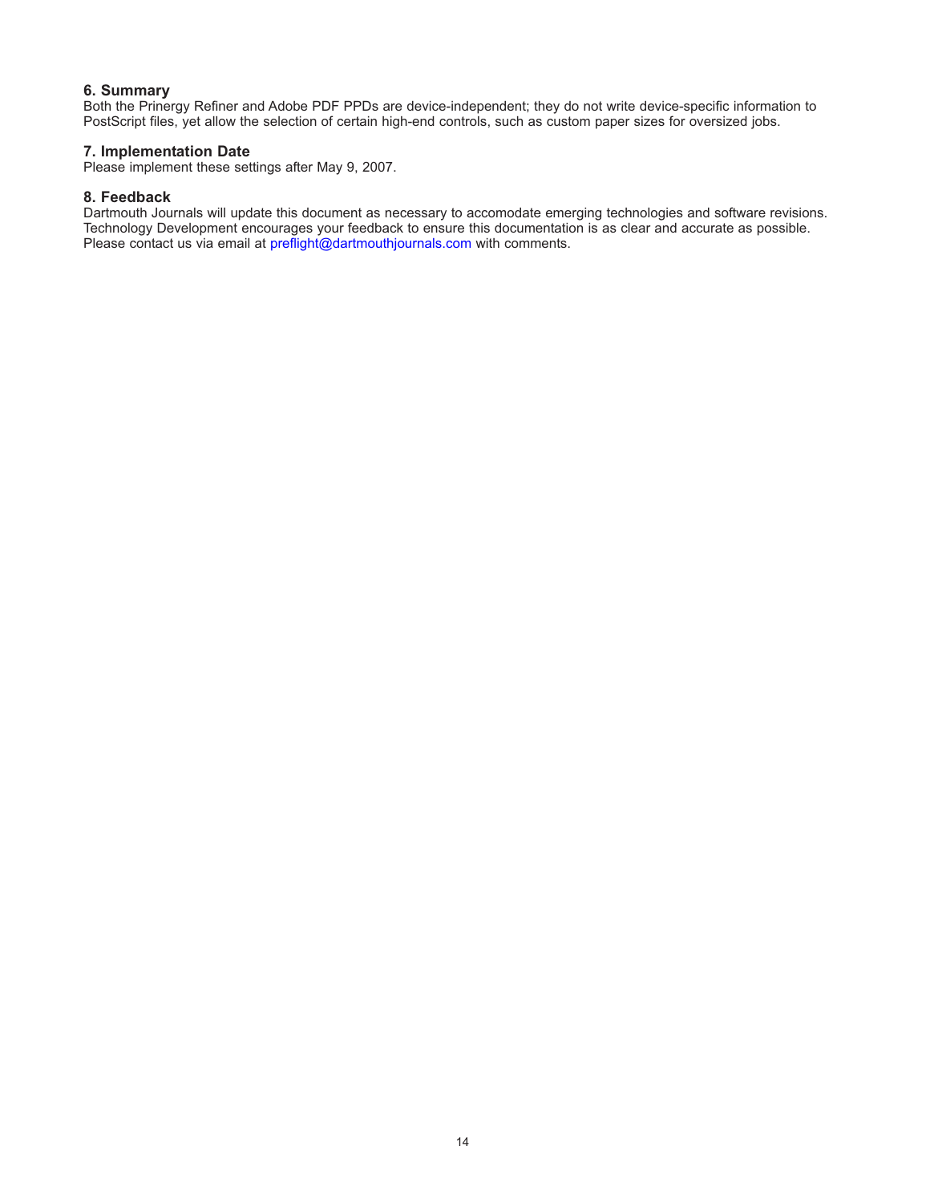### 6. Summary

Both the Prinergy Refiner and Adobe PDF PPDs are device-independent; they do not write device-specific information to PostScript files, yet allow the selection of certain high-end controls, such as custom paper sizes for oversized jobs.

### 7. Implementation Date

Please implement these settings after May 9, 2007.

### 8. Feedback

Dartmouth Journals will update this document as necessary to accomodate emerging technologies and software revisions. Technology Development encourages your feedback to ensure this documentation is as clear and accurate as possible. Please contact us via email at preflight@dartmouthjournals.com with comments.